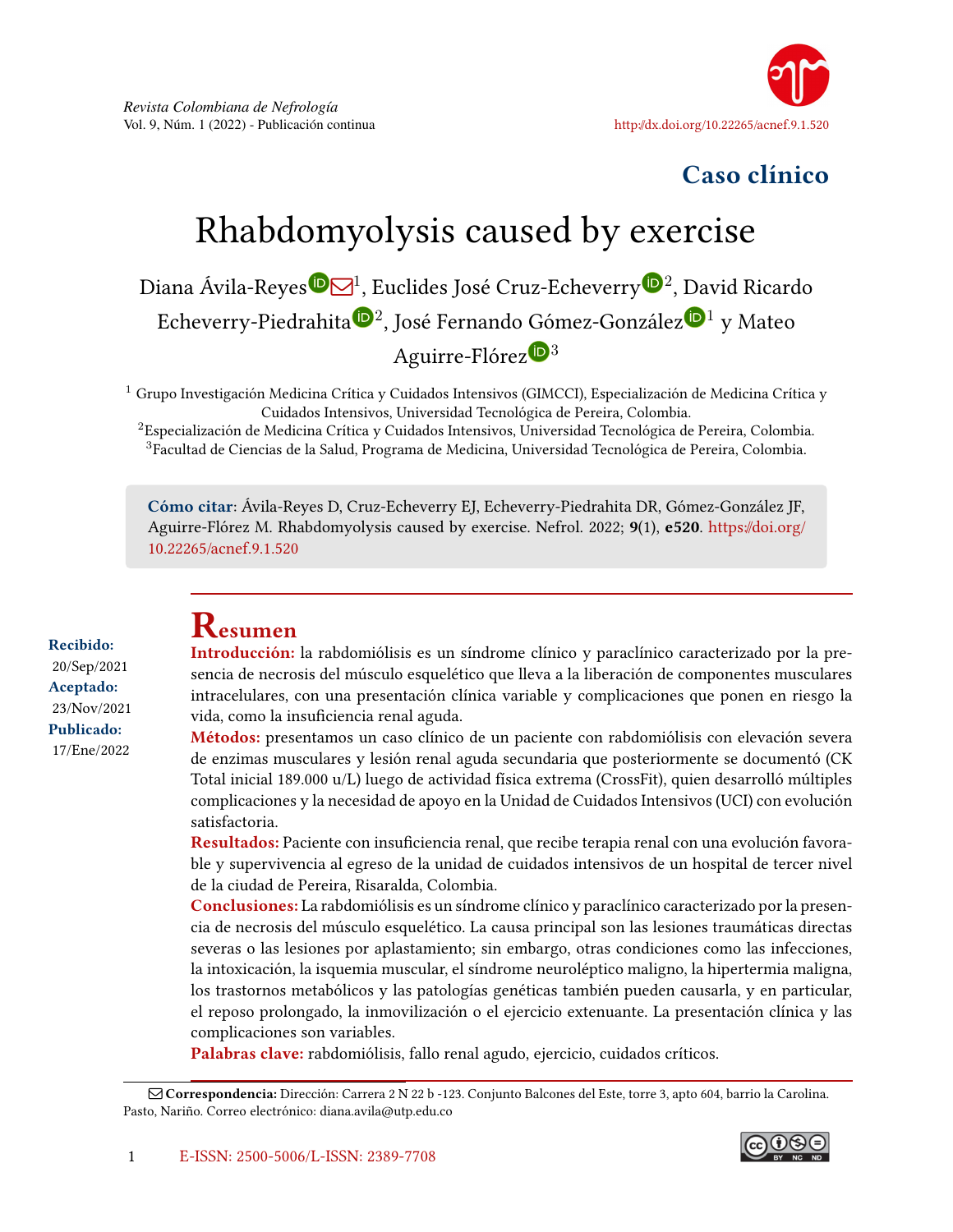*Revista Colombiana de Nefrología*
Vol. 9, Núm. 1 (2022) - Publicación continua

http://dx.doi.org/10.22265/acnef.9.1.520

## Caso clínico

# Rhabdomyolysis caused by exercise

Diana Ávila-Reyes[1], Euclides José Cruz-Echeverry[2], David Ricardo Echeverry-Piedrahita[2], José Fernando Gómez-González[1] y Mateo Aguirre-Flórez[3]

[1] Grupo Investigación Medicina Crítica y Cuidados Intensivos (GIMCCI), Especialización de Medicina Crítica y Cuidados Intensivos, Universidad Tecnológica de Pereira, Colombia.
[2] Especialización de Medicina Crítica y Cuidados Intensivos, Universidad Tecnológica de Pereira, Colombia.
[3] Facultad de Ciencias de la Salud, Programa de Medicina, Universidad Tecnológica de Pereira, Colombia.

**Cómo citar**: Ávila-Reyes D, Cruz-Echeverry EJ, Echeverry-Piedrahita DR, Gómez-González JF, Aguirre-Flórez M. Rhabdomyolysis caused by exercise. Nefrol. 2022; **9**(1), **e520**. https://doi.org/10.22265/acnef.9.1.520

**Recibido:** 20/Sep/2021
**Aceptado:** 23/Nov/2021
**Publicado:** 17/Ene/2022

## Resumen

**Introducción:** la rabdomiólisis es un síndrome clínico y paraclínico caracterizado por la presencia de necrosis del músculo esquelético que lleva a la liberación de componentes musculares intracelulares, con una presentación clínica variable y complicaciones que ponen en riesgo la vida, como la insuficiencia renal aguda.

**Métodos:** presentamos un caso clínico de un paciente con rabdomiólisis con elevación severa de enzimas musculares y lesión renal aguda secundaria que posteriormente se documentó (CK Total inicial 189.000 u/L) luego de actividad física extrema (CrossFit), quien desarrolló múltiples complicaciones y la necesidad de apoyo en la Unidad de Cuidados Intensivos (UCI) con evolución satisfactoria.

**Resultados:** Paciente con insuficiencia renal, que recibe terapia renal con una evolución favorable y supervivencia al egreso de la unidad de cuidados intensivos de un hospital de tercer nivel de la ciudad de Pereira, Risaralda, Colombia.

**Conclusiones:** La rabdomiólisis es un síndrome clínico y paraclínico caracterizado por la presencia de necrosis del músculo esquelético. La causa principal son las lesiones traumáticas directas severas o las lesiones por aplastamiento; sin embargo, otras condiciones como las infecciones, la intoxicación, la isquemia muscular, el síndrome neuroléptico maligno, la hipertermia maligna, los trastornos metabólicos y las patologías genéticas también pueden causarla, y en particular, el reposo prolongado, la inmovilización o el ejercicio extenuante. La presentación clínica y las complicaciones son variables.

**Palabras clave:** rabdomiólisis, fallo renal agudo, ejercicio, cuidados críticos.

**Correspondencia:** Dirección: Carrera 2 N 22 b -123. Conjunto Balcones del Este, torre 3, apto 604, barrio la Carolina. Pasto, Nariño. Correo electrónico: diana.avila@utp.edu.co

E-ISSN: 2500-5006/L-ISSN: 2389-7708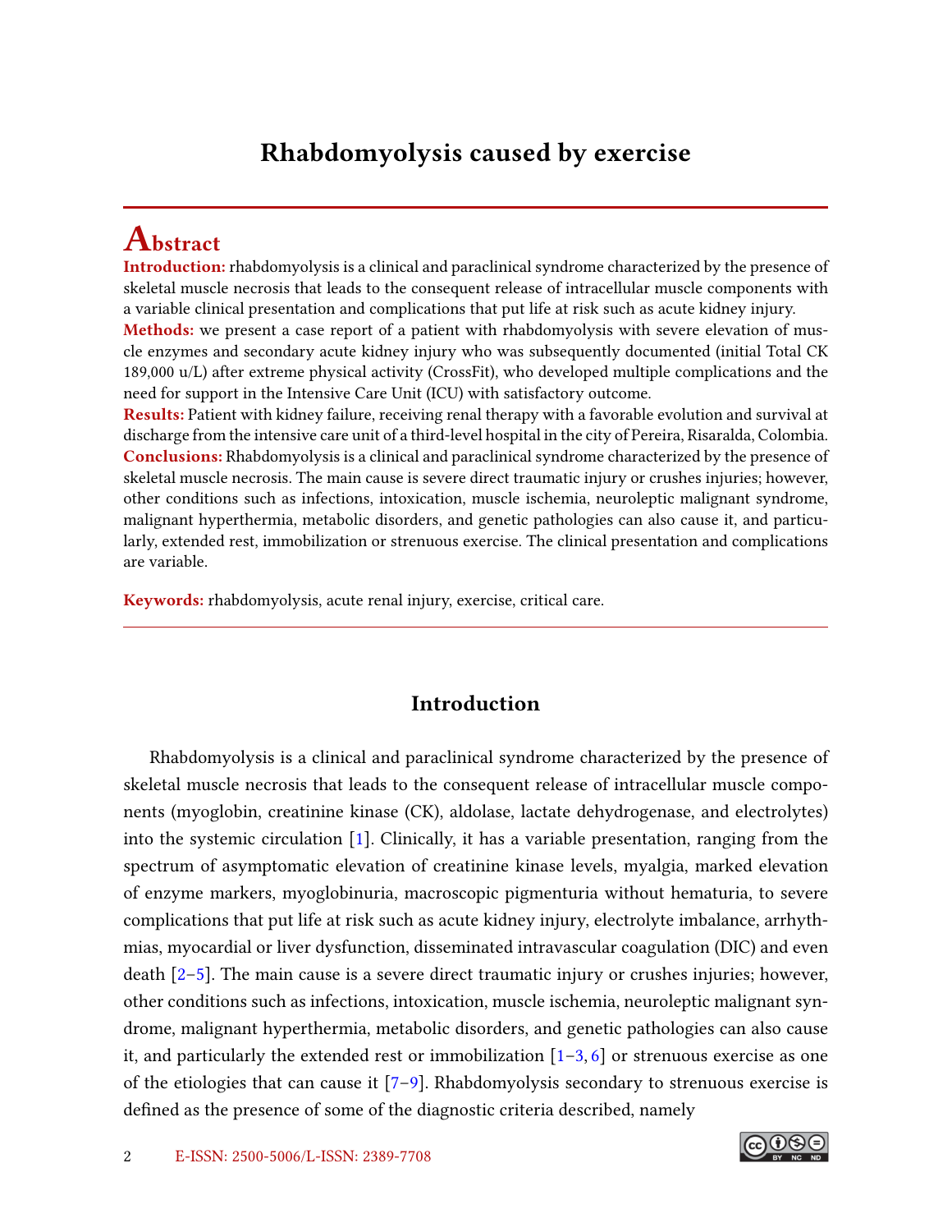# Rhabdomyolysis caused by exercise

## Abstract

**Introduction:** rhabdomyolysis is a clinical and paraclinical syndrome characterized by the presence of skeletal muscle necrosis that leads to the consequent release of intracellular muscle components with a variable clinical presentation and complications that put life at risk such as acute kidney injury.

**Methods:** we present a case report of a patient with rhabdomyolysis with severe elevation of muscle enzymes and secondary acute kidney injury who was subsequently documented (initial Total CK 189,000 u/L) after extreme physical activity (CrossFit), who developed multiple complications and the need for support in the Intensive Care Unit (ICU) with satisfactory outcome.

**Results:** Patient with kidney failure, receiving renal therapy with a favorable evolution and survival at discharge from the intensive care unit of a third-level hospital in the city of Pereira, Risaralda, Colombia.

**Conclusions:** Rhabdomyolysis is a clinical and paraclinical syndrome characterized by the presence of skeletal muscle necrosis. The main cause is severe direct traumatic injury or crushes injuries; however, other conditions such as infections, intoxication, muscle ischemia, neuroleptic malignant syndrome, malignant hyperthermia, metabolic disorders, and genetic pathologies can also cause it, and particularly, extended rest, immobilization or strenuous exercise. The clinical presentation and complications are variable.

**Keywords:** rhabdomyolysis, acute renal injury, exercise, critical care.

---

## Introduction

Rhabdomyolysis is a clinical and paraclinical syndrome characterized by the presence of skeletal muscle necrosis that leads to the consequent release of intracellular muscle components (myoglobin, creatinine kinase (CK), aldolase, lactate dehydrogenase, and electrolytes) into the systemic circulation [1]. Clinically, it has a variable presentation, ranging from the spectrum of asymptomatic elevation of creatinine kinase levels, myalgia, marked elevation of enzyme markers, myoglobinuria, macroscopic pigmenturia without hematuria, to severe complications that put life at risk such as acute kidney injury, electrolyte imbalance, arrhythmias, myocardial or liver dysfunction, disseminated intravascular coagulation (DIC) and even death [2–5]. The main cause is a severe direct traumatic injury or crushes injuries; however, other conditions such as infections, intoxication, muscle ischemia, neuroleptic malignant syndrome, malignant hyperthermia, metabolic disorders, and genetic pathologies can also cause it, and particularly the extended rest or immobilization [1–3, 6] or strenuous exercise as one of the etiologies that can cause it [7–9]. Rhabdomyolysis secondary to strenuous exercise is defined as the presence of some of the diagnostic criteria described, namely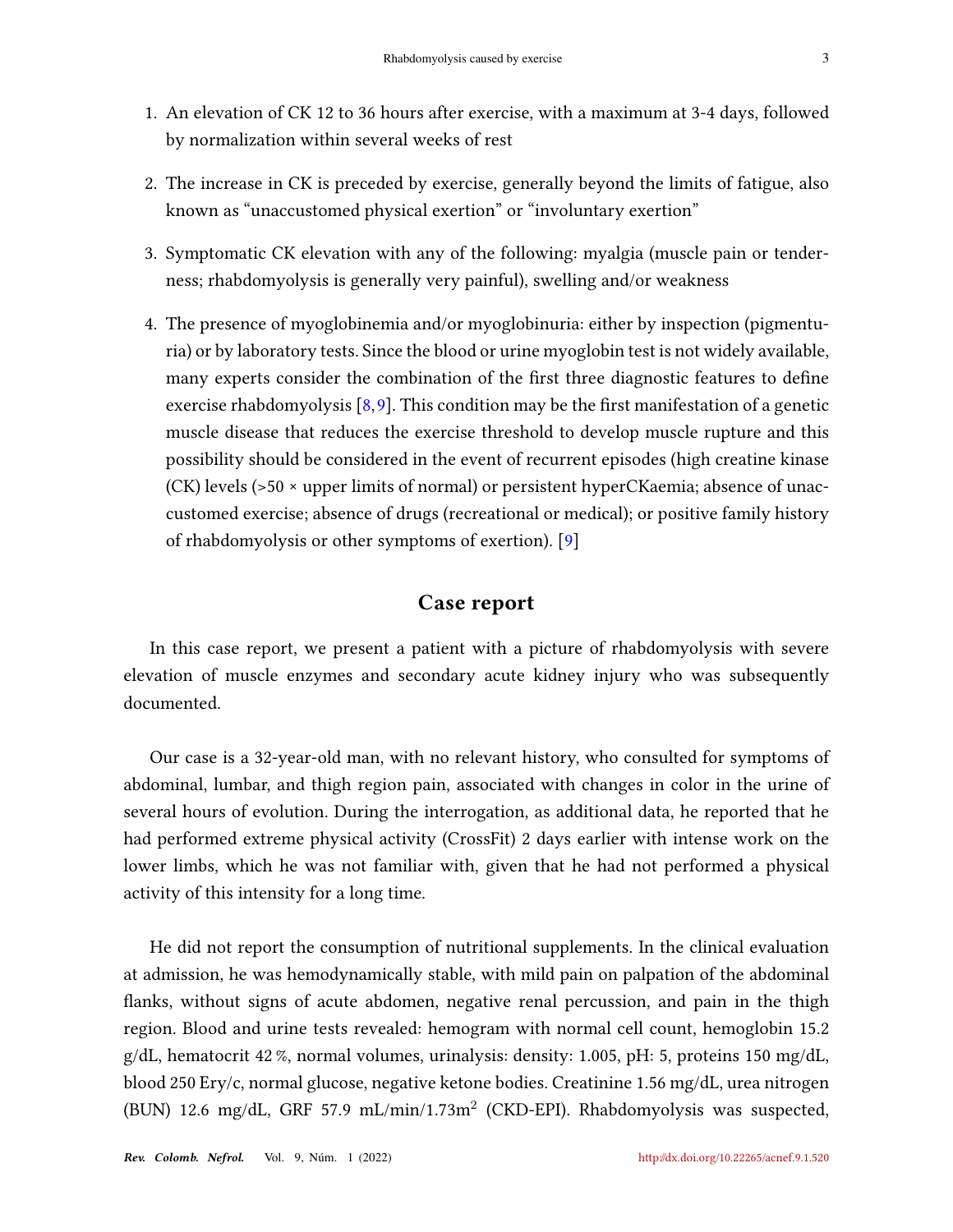1. An elevation of CK 12 to 36 hours after exercise, with a maximum at 3-4 days, followed by normalization within several weeks of rest
2. The increase in CK is preceded by exercise, generally beyond the limits of fatigue, also known as "unaccustomed physical exertion" or "involuntary exertion"
3. Symptomatic CK elevation with any of the following: myalgia (muscle pain or tenderness; rhabdomyolysis is generally very painful), swelling and/or weakness
4. The presence of myoglobinemia and/or myoglobinuria: either by inspection (pigmenturia) or by laboratory tests. Since the blood or urine myoglobin test is not widely available, many experts consider the combination of the first three diagnostic features to define exercise rhabdomyolysis [8, 9]. This condition may be the first manifestation of a genetic muscle disease that reduces the exercise threshold to develop muscle rupture and this possibility should be considered in the event of recurrent episodes (high creatine kinase (CK) levels (>50 × upper limits of normal) or persistent hyperCKaemia; absence of unaccustomed exercise; absence of drugs (recreational or medical); or positive family history of rhabdomyolysis or other symptoms of exertion). [9]

## Case report

In this case report, we present a patient with a picture of rhabdomyolysis with severe elevation of muscle enzymes and secondary acute kidney injury who was subsequently documented.

Our case is a 32-year-old man, with no relevant history, who consulted for symptoms of abdominal, lumbar, and thigh region pain, associated with changes in color in the urine of several hours of evolution. During the interrogation, as additional data, he reported that he had performed extreme physical activity (CrossFit) 2 days earlier with intense work on the lower limbs, which he was not familiar with, given that he had not performed a physical activity of this intensity for a long time.

He did not report the consumption of nutritional supplements. In the clinical evaluation at admission, he was hemodynamically stable, with mild pain on palpation of the abdominal flanks, without signs of acute abdomen, negative renal percussion, and pain in the thigh region. Blood and urine tests revealed: hemogram with normal cell count, hemoglobin 15.2 g/dL, hematocrit 42 %, normal volumes, urinalysis: density: 1.005, pH: 5, proteins 150 mg/dL, blood 250 Ery/c, normal glucose, negative ketone bodies. Creatinine 1.56 mg/dL, urea nitrogen (BUN) 12.6 mg/dL, GRF 57.9 mL/min/1.73m$^2$ (CKD-EPI). Rhabdomyolysis was suspected,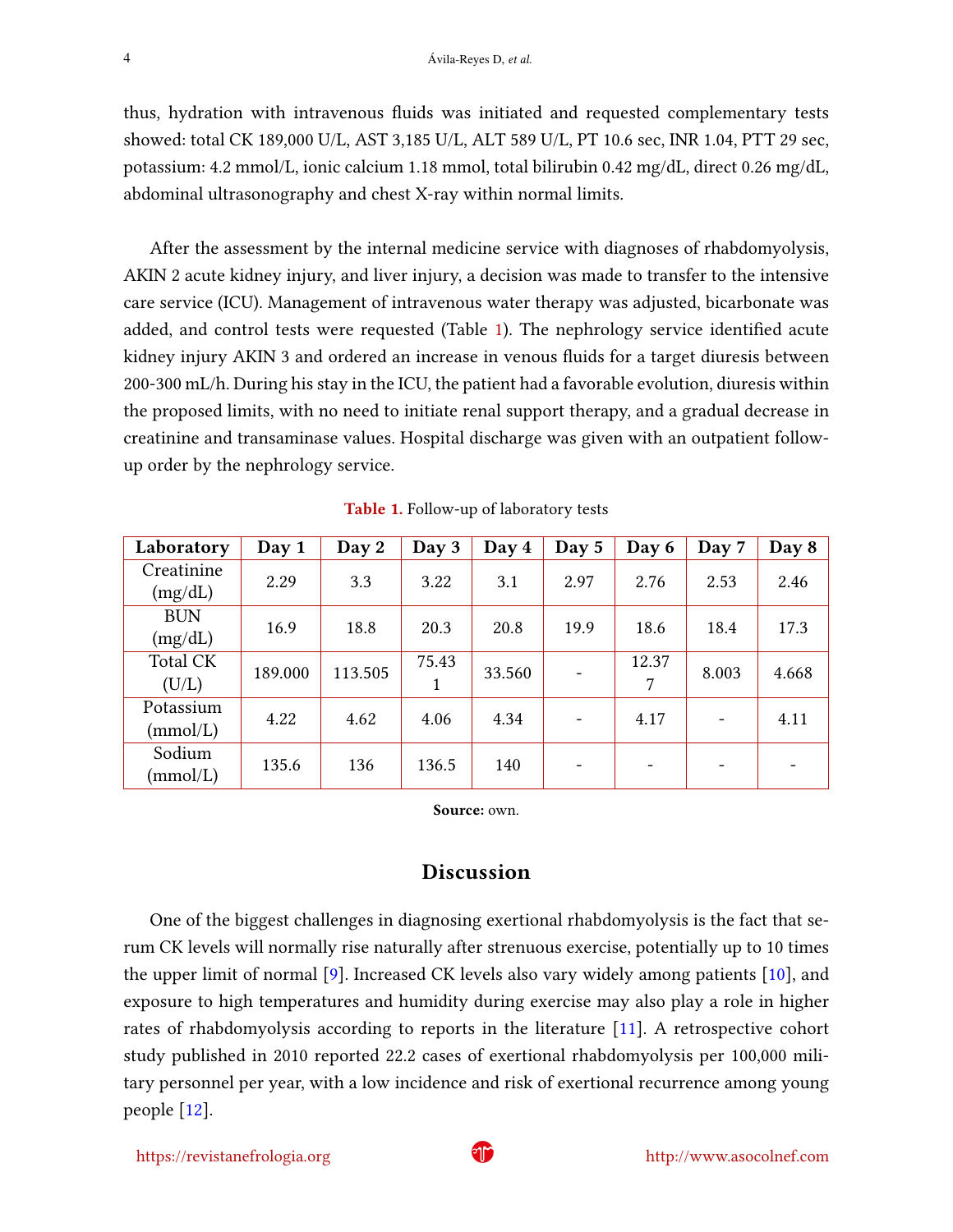thus, hydration with intravenous fluids was initiated and requested complementary tests showed: total CK 189,000 U/L, AST 3,185 U/L, ALT 589 U/L, PT 10.6 sec, INR 1.04, PTT 29 sec, potassium: 4.2 mmol/L, ionic calcium 1.18 mmol, total bilirubin 0.42 mg/dL, direct 0.26 mg/dL, abdominal ultrasonography and chest X-ray within normal limits.

After the assessment by the internal medicine service with diagnoses of rhabdomyolysis, AKIN 2 acute kidney injury, and liver injury, a decision was made to transfer to the intensive care service (ICU). Management of intravenous water therapy was adjusted, bicarbonate was added, and control tests were requested (Table 1). The nephrology service identified acute kidney injury AKIN 3 and ordered an increase in venous fluids for a target diuresis between 200-300 mL/h. During his stay in the ICU, the patient had a favorable evolution, diuresis within the proposed limits, with no need to initiate renal support therapy, and a gradual decrease in creatinine and transaminase values. Hospital discharge was given with an outpatient follow-up order by the nephrology service.

**Table 1.** Follow-up of laboratory tests

| Laboratory | Day 1 | Day 2 | Day 3 | Day 4 | Day 5 | Day 6 | Day 7 | Day 8 |
|---|---|---|---|---|---|---|---|---|
| Creatinine (mg/dL) | 2.29 | 3.3 | 3.22 | 3.1 | 2.97 | 2.76 | 2.53 | 2.46 |
| BUN (mg/dL) | 16.9 | 18.8 | 20.3 | 20.8 | 19.9 | 18.6 | 18.4 | 17.3 |
| Total CK (U/L) | 189.000 | 113.505 | 75.431 | 33.560 | - | 12.377 | 8.003 | 4.668 |
| Potassium (mmol/L) | 4.22 | 4.62 | 4.06 | 4.34 | - | 4.17 | - | 4.11 |
| Sodium (mmol/L) | 135.6 | 136 | 136.5 | 140 | - | - | - | - |

**Source:** own.

## Discussion

One of the biggest challenges in diagnosing exertional rhabdomyolysis is the fact that serum CK levels will normally rise naturally after strenuous exercise, potentially up to 10 times the upper limit of normal [9]. Increased CK levels also vary widely among patients [10], and exposure to high temperatures and humidity during exercise may also play a role in higher rates of rhabdomyolysis according to reports in the literature [11]. A retrospective cohort study published in 2010 reported 22.2 cases of exertional rhabdomyolysis per 100,000 military personnel per year, with a low incidence and risk of exertional recurrence among young people [12].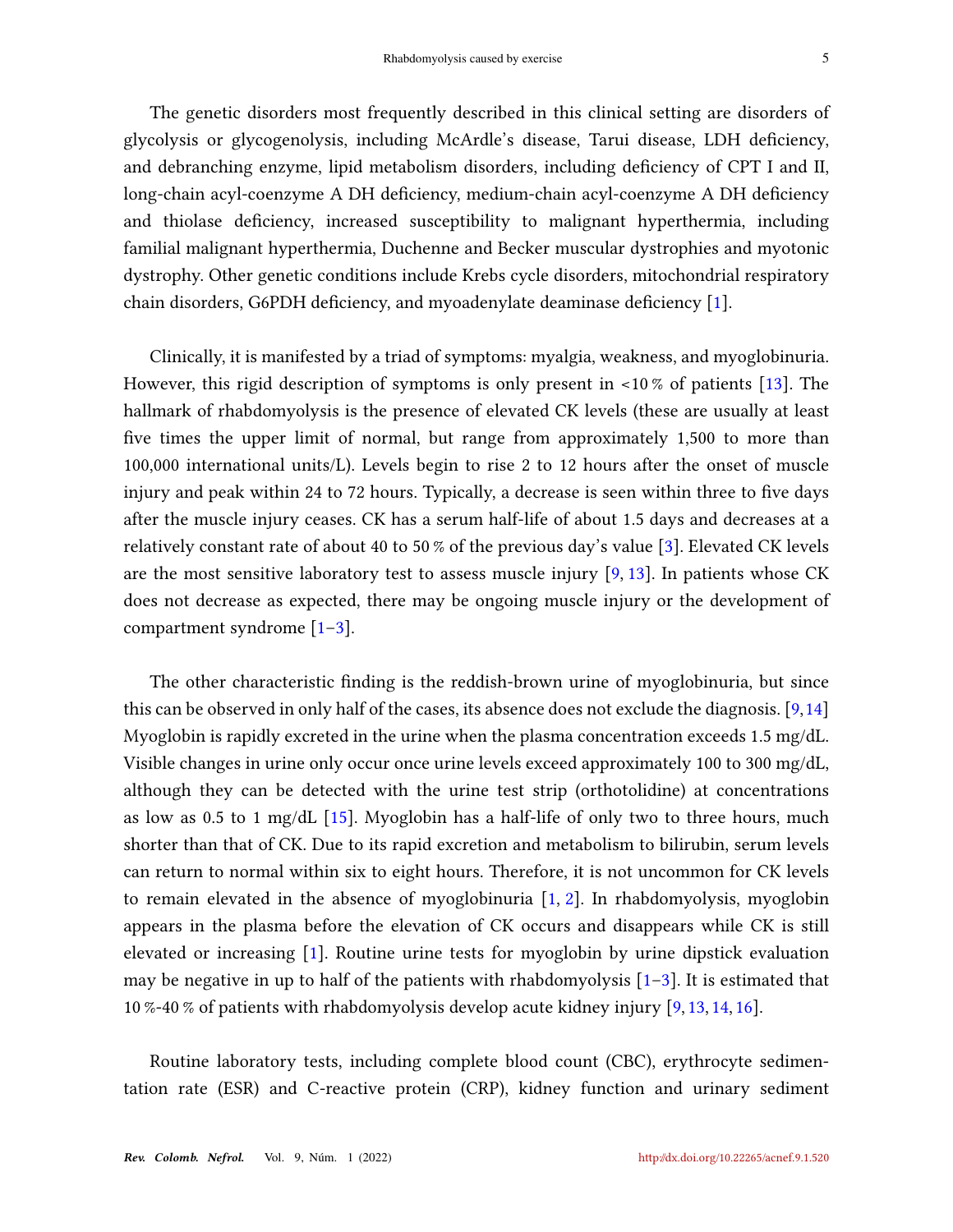The genetic disorders most frequently described in this clinical setting are disorders of glycolysis or glycogenolysis, including McArdle's disease, Tarui disease, LDH deficiency, and debranching enzyme, lipid metabolism disorders, including deficiency of CPT I and II, long-chain acyl-coenzyme A DH deficiency, medium-chain acyl-coenzyme A DH deficiency and thiolase deficiency, increased susceptibility to malignant hyperthermia, including familial malignant hyperthermia, Duchenne and Becker muscular dystrophies and myotonic dystrophy. Other genetic conditions include Krebs cycle disorders, mitochondrial respiratory chain disorders, G6PDH deficiency, and myoadenylate deaminase deficiency [1].

Clinically, it is manifested by a triad of symptoms: myalgia, weakness, and myoglobinuria. However, this rigid description of symptoms is only present in <10 % of patients [13]. The hallmark of rhabdomyolysis is the presence of elevated CK levels (these are usually at least five times the upper limit of normal, but range from approximately 1,500 to more than 100,000 international units/L). Levels begin to rise 2 to 12 hours after the onset of muscle injury and peak within 24 to 72 hours. Typically, a decrease is seen within three to five days after the muscle injury ceases. CK has a serum half-life of about 1.5 days and decreases at a relatively constant rate of about 40 to 50 % of the previous day's value [3]. Elevated CK levels are the most sensitive laboratory test to assess muscle injury [9, 13]. In patients whose CK does not decrease as expected, there may be ongoing muscle injury or the development of compartment syndrome [1–3].

The other characteristic finding is the reddish-brown urine of myoglobinuria, but since this can be observed in only half of the cases, its absence does not exclude the diagnosis. [9,14] Myoglobin is rapidly excreted in the urine when the plasma concentration exceeds 1.5 mg/dL. Visible changes in urine only occur once urine levels exceed approximately 100 to 300 mg/dL, although they can be detected with the urine test strip (orthotolidine) at concentrations as low as 0.5 to 1 mg/dL [15]. Myoglobin has a half-life of only two to three hours, much shorter than that of CK. Due to its rapid excretion and metabolism to bilirubin, serum levels can return to normal within six to eight hours. Therefore, it is not uncommon for CK levels to remain elevated in the absence of myoglobinuria [1, 2]. In rhabdomyolysis, myoglobin appears in the plasma before the elevation of CK occurs and disappears while CK is still elevated or increasing [1]. Routine urine tests for myoglobin by urine dipstick evaluation may be negative in up to half of the patients with rhabdomyolysis [1–3]. It is estimated that 10 %-40 % of patients with rhabdomyolysis develop acute kidney injury [9, 13, 14, 16].

Routine laboratory tests, including complete blood count (CBC), erythrocyte sedimentation rate (ESR) and C-reactive protein (CRP), kidney function and urinary sediment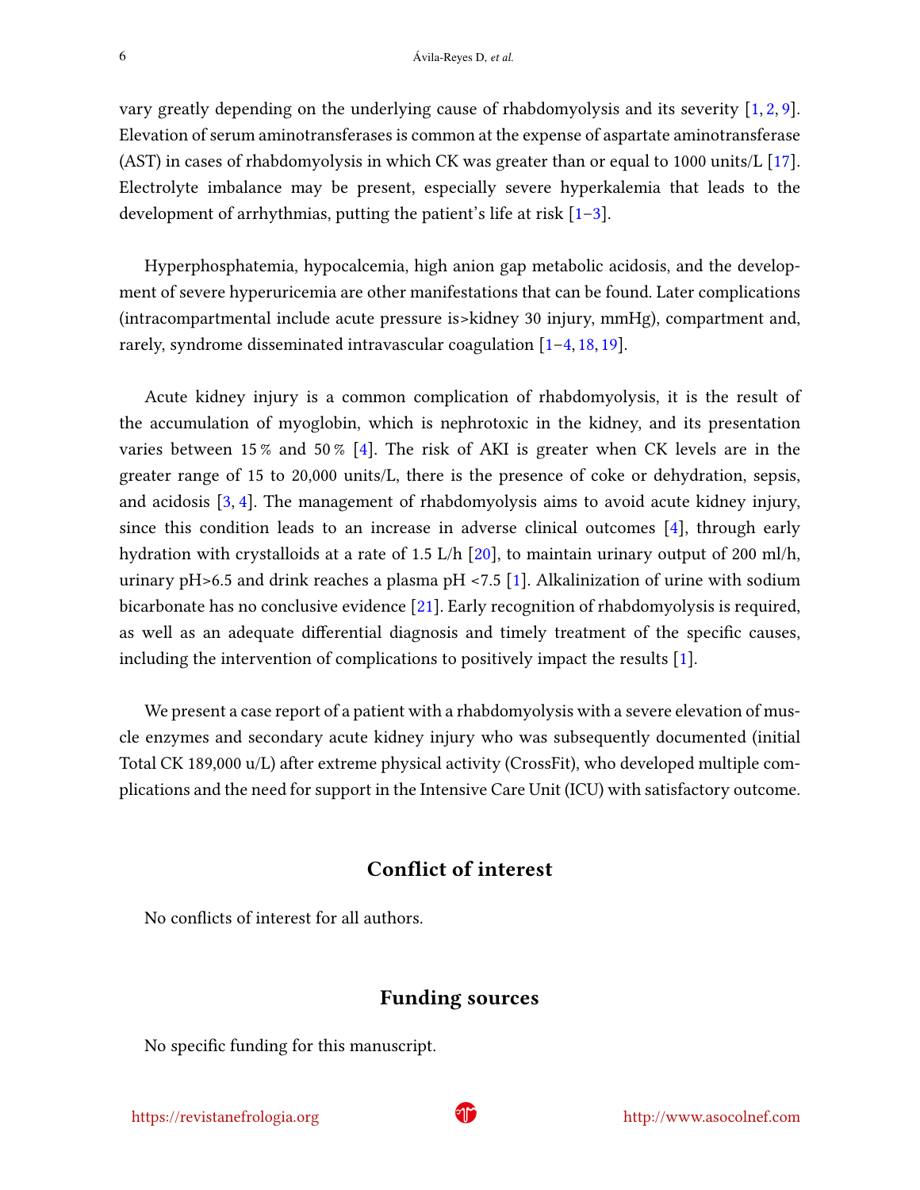vary greatly depending on the underlying cause of rhabdomyolysis and its severity [1, 2, 9]. Elevation of serum aminotransferases is common at the expense of aspartate aminotransferase (AST) in cases of rhabdomyolysis in which CK was greater than or equal to 1000 units/L [17]. Electrolyte imbalance may be present, especially severe hyperkalemia that leads to the development of arrhythmias, putting the patient's life at risk [1–3].

Hyperphosphatemia, hypocalcemia, high anion gap metabolic acidosis, and the development of severe hyperuricemia are other manifestations that can be found. Later complications (intracompartmental include acute pressure is>kidney 30 injury, mmHg), compartment and, rarely, syndrome disseminated intravascular coagulation [1–4, 18, 19].

Acute kidney injury is a common complication of rhabdomyolysis, it is the result of the accumulation of myoglobin, which is nephrotoxic in the kidney, and its presentation varies between 15 % and 50 % [4]. The risk of AKI is greater when CK levels are in the greater range of 15 to 20,000 units/L, there is the presence of coke or dehydration, sepsis, and acidosis [3, 4]. The management of rhabdomyolysis aims to avoid acute kidney injury, since this condition leads to an increase in adverse clinical outcomes [4], through early hydration with crystalloids at a rate of 1.5 L/h [20], to maintain urinary output of 200 ml/h, urinary pH>6.5 and drink reaches a plasma pH <7.5 [1]. Alkalinization of urine with sodium bicarbonate has no conclusive evidence [21]. Early recognition of rhabdomyolysis is required, as well as an adequate differential diagnosis and timely treatment of the specific causes, including the intervention of complications to positively impact the results [1].

We present a case report of a patient with a rhabdomyolysis with a severe elevation of muscle enzymes and secondary acute kidney injury who was subsequently documented (initial Total CK 189,000 u/L) after extreme physical activity (CrossFit), who developed multiple complications and the need for support in the Intensive Care Unit (ICU) with satisfactory outcome.

## Conflict of interest

No conflicts of interest for all authors.

## Funding sources

No specific funding for this manuscript.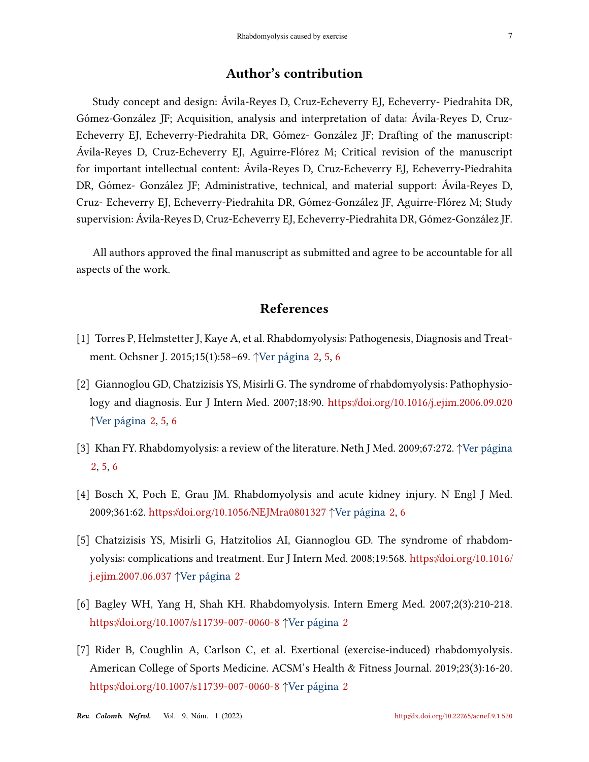## Author's contribution

Study concept and design: Ávila-Reyes D, Cruz-Echeverry EJ, Echeverry- Piedrahita DR, Gómez-González JF; Acquisition, analysis and interpretation of data: Ávila-Reyes D, Cruz-Echeverry EJ, Echeverry-Piedrahita DR, Gómez- González JF; Drafting of the manuscript: Ávila-Reyes D, Cruz-Echeverry EJ, Aguirre-Flórez M; Critical revision of the manuscript for important intellectual content: Ávila-Reyes D, Cruz-Echeverry EJ, Echeverry-Piedrahita DR, Gómez- González JF; Administrative, technical, and material support: Ávila-Reyes D, Cruz- Echeverry EJ, Echeverry-Piedrahita DR, Gómez-González JF, Aguirre-Flórez M; Study supervision: Ávila-Reyes D, Cruz-Echeverry EJ, Echeverry-Piedrahita DR, Gómez-González JF.

All authors approved the final manuscript as submitted and agree to be accountable for all aspects of the work.

## References

[1] Torres P, Helmstetter J, Kaye A, et al. Rhabdomyolysis: Pathogenesis, Diagnosis and Treatment. Ochsner J. 2015;15(1):58–69. ↑Ver página 2, 5, 6

[2] Giannoglou GD, Chatzizisis YS, Misirli G. The syndrome of rhabdomyolysis: Pathophysiology and diagnosis. Eur J Intern Med. 2007;18:90. https://doi.org/10.1016/j.ejim.2006.09.020 ↑Ver página 2, 5, 6

[3] Khan FY. Rhabdomyolysis: a review of the literature. Neth J Med. 2009;67:272. ↑Ver página 2, 5, 6

[4] Bosch X, Poch E, Grau JM. Rhabdomyolysis and acute kidney injury. N Engl J Med. 2009;361:62. https://doi.org/10.1056/NEJMra0801327 ↑Ver página 2, 6

[5] Chatzizisis YS, Misirli G, Hatzitolios AI, Giannoglou GD. The syndrome of rhabdomyolysis: complications and treatment. Eur J Intern Med. 2008;19:568. https://doi.org/10.1016/j.ejim.2007.06.037 ↑Ver página 2

[6] Bagley WH, Yang H, Shah KH. Rhabdomyolysis. Intern Emerg Med. 2007;2(3):210-218. https://doi.org/10.1007/s11739-007-0060-8 ↑Ver página 2

[7] Rider B, Coughlin A, Carlson C, et al. Exertional (exercise-induced) rhabdomyolysis. American College of Sports Medicine. ACSM's Health & Fitness Journal. 2019;23(3):16-20. https://doi.org/10.1007/s11739-007-0060-8 ↑Ver página 2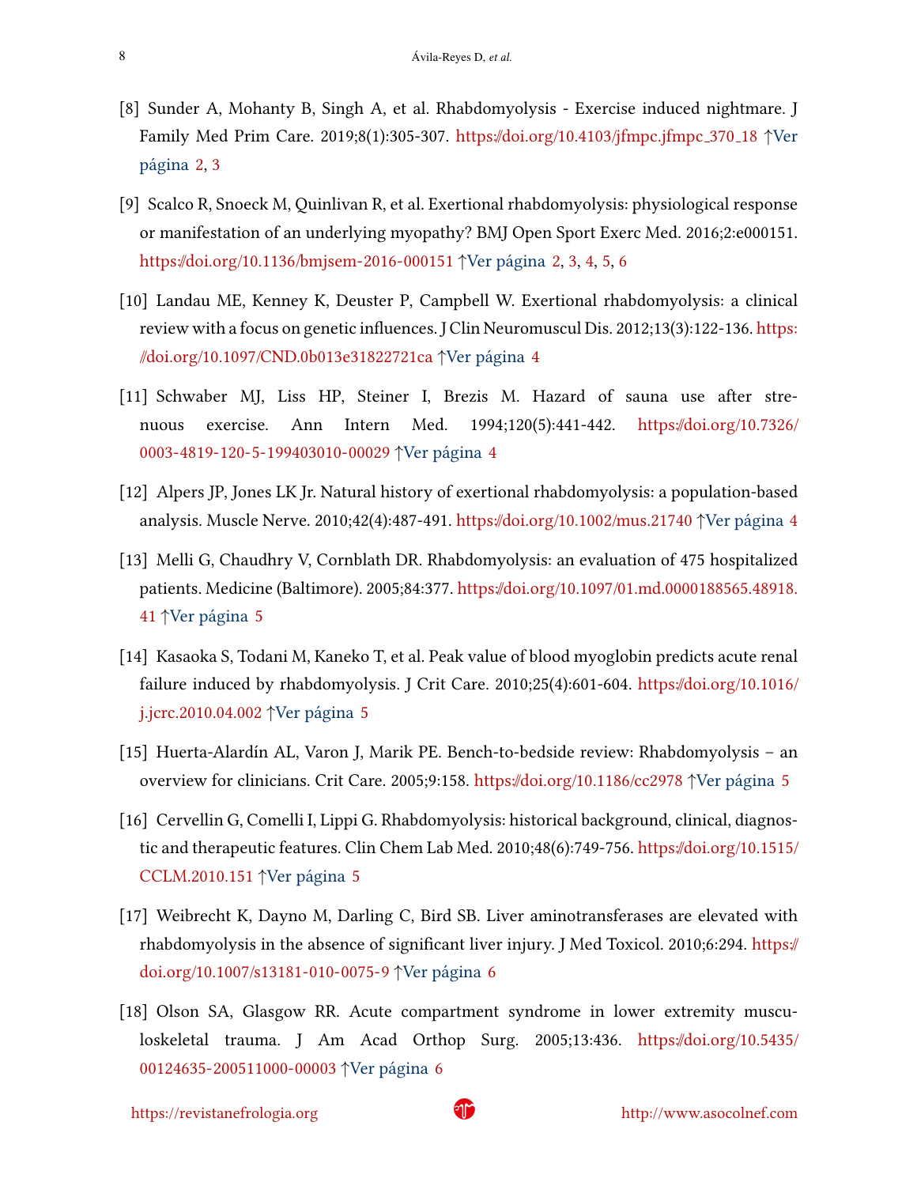[8] Sunder A, Mohanty B, Singh A, et al. Rhabdomyolysis - Exercise induced nightmare. J Family Med Prim Care. 2019;8(1):305-307. https://doi.org/10.4103/jfmpc.jfmpc_370_18 ↑Ver página 2, 3

[9] Scalco R, Snoeck M, Quinlivan R, et al. Exertional rhabdomyolysis: physiological response or manifestation of an underlying myopathy? BMJ Open Sport Exerc Med. 2016;2:e000151. https://doi.org/10.1136/bmjsem-2016-000151 ↑Ver página 2, 3, 4, 5, 6

[10] Landau ME, Kenney K, Deuster P, Campbell W. Exertional rhabdomyolysis: a clinical review with a focus on genetic influences. J Clin Neuromuscul Dis. 2012;13(3):122-136. https://doi.org/10.1097/CND.0b013e31822721ca ↑Ver página 4

[11] Schwaber MJ, Liss HP, Steiner I, Brezis M. Hazard of sauna use after strenuous exercise. Ann Intern Med. 1994;120(5):441-442. https://doi.org/10.7326/0003-4819-120-5-199403010-00029 ↑Ver página 4

[12] Alpers JP, Jones LK Jr. Natural history of exertional rhabdomyolysis: a population-based analysis. Muscle Nerve. 2010;42(4):487-491. https://doi.org/10.1002/mus.21740 ↑Ver página 4

[13] Melli G, Chaudhry V, Cornblath DR. Rhabdomyolysis: an evaluation of 475 hospitalized patients. Medicine (Baltimore). 2005;84:377. https://doi.org/10.1097/01.md.0000188565.48918.41 ↑Ver página 5

[14] Kasaoka S, Todani M, Kaneko T, et al. Peak value of blood myoglobin predicts acute renal failure induced by rhabdomyolysis. J Crit Care. 2010;25(4):601-604. https://doi.org/10.1016/j.jcrc.2010.04.002 ↑Ver página 5

[15] Huerta-Alardín AL, Varon J, Marik PE. Bench-to-bedside review: Rhabdomyolysis – an overview for clinicians. Crit Care. 2005;9:158. https://doi.org/10.1186/cc2978 ↑Ver página 5

[16] Cervellin G, Comelli I, Lippi G. Rhabdomyolysis: historical background, clinical, diagnostic and therapeutic features. Clin Chem Lab Med. 2010;48(6):749-756. https://doi.org/10.1515/CCLM.2010.151 ↑Ver página 5

[17] Weibrecht K, Dayno M, Darling C, Bird SB. Liver aminotransferases are elevated with rhabdomyolysis in the absence of significant liver injury. J Med Toxicol. 2010;6:294. https://doi.org/10.1007/s13181-010-0075-9 ↑Ver página 6

[18] Olson SA, Glasgow RR. Acute compartment syndrome in lower extremity musculoskeletal trauma. J Am Acad Orthop Surg. 2005;13:436. https://doi.org/10.5435/00124635-200511000-00003 ↑Ver página 6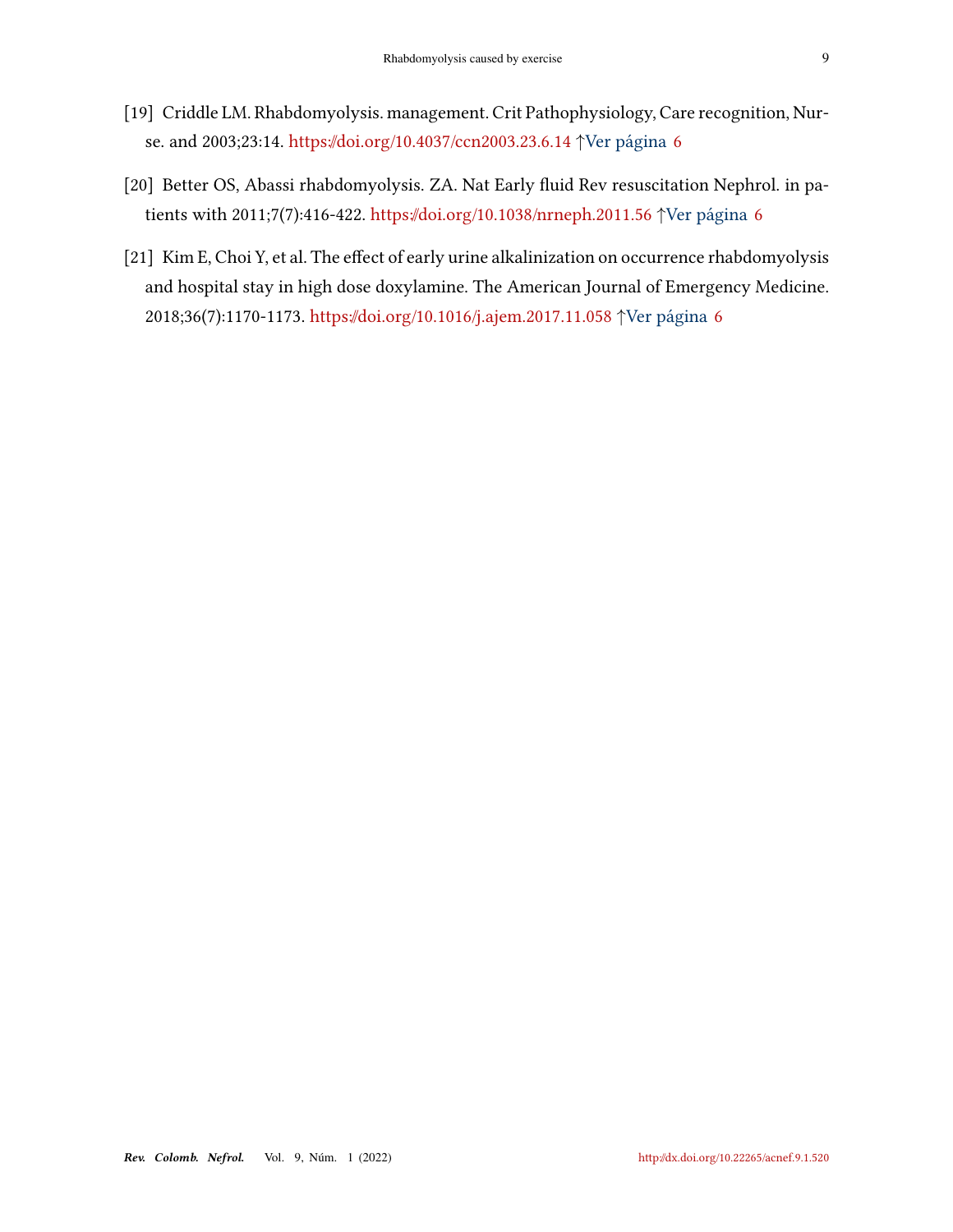[19] Criddle LM. Rhabdomyolysis. management. Crit Pathophysiology, Care recognition, Nurse. and 2003;23:14. https://doi.org/10.4037/ccn2003.23.6.14 ↑Ver página 6

[20] Better OS, Abassi rhabdomyolysis. ZA. Nat Early fluid Rev resuscitation Nephrol. in patients with 2011;7(7):416-422. https://doi.org/10.1038/nrneph.2011.56 ↑Ver página 6

[21] Kim E, Choi Y, et al. The effect of early urine alkalinization on occurrence rhabdomyolysis and hospital stay in high dose doxylamine. The American Journal of Emergency Medicine. 2018;36(7):1170-1173. https://doi.org/10.1016/j.ajem.2017.11.058 ↑Ver página 6